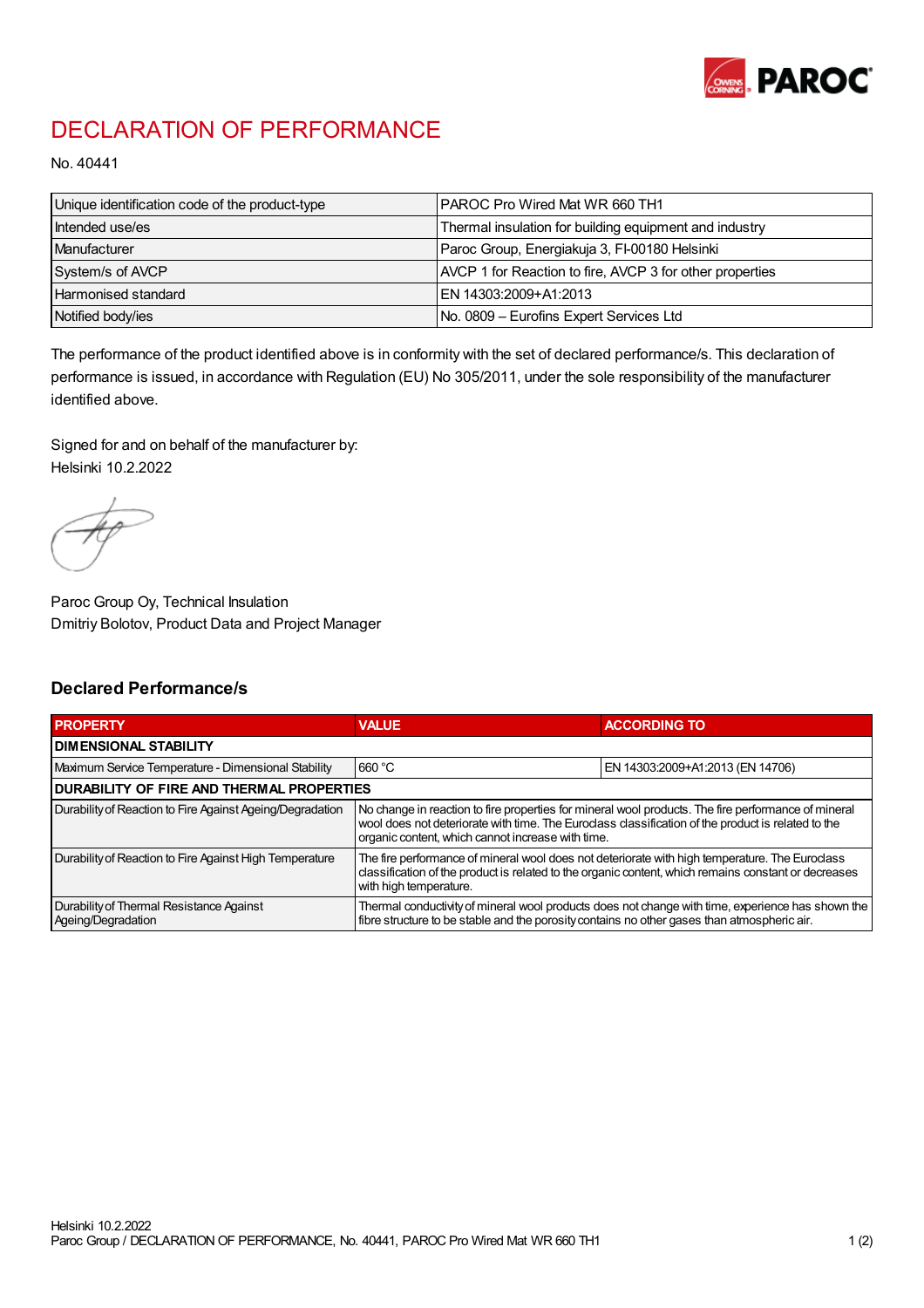# DECLARATION OF PERFORMANCE

No. 40441

| | |
|---|---|
| Unique identification code of the product-type | PAROC Pro Wired Mat WR 660 TH1 |
| Intended use/es | Thermal insulation for building equipment and industry |
| Manufacturer | Paroc Group, Energiakuja 3, FI-00180 Helsinki |
| System/s of AVCP | AVCP 1 for Reaction to fire, AVCP 3 for other properties |
| Harmonised standard | EN 14303:2009+A1:2013 |
| Notified body/ies | No. 0809 – Eurofins Expert Services Ltd |

The performance of the product identified above is in conformity with the set of declared performance/s. This declaration of performance is issued, in accordance with Regulation (EU) No 305/2011, under the sole responsibility of the manufacturer identified above.

Signed for and on behalf of the manufacturer by:
Helsinki 10.2.2022

Paroc Group Oy, Technical Insulation
Dmitriy Bolotov, Product Data and Project Manager

## Declared Performance/s

| PROPERTY | VALUE | ACCORDING TO |
|---|---|---|
| **DIMENSIONAL STABILITY** | | |
| Maximum Service Temperature - Dimensional Stability | 660 °C | EN 14303:2009+A1:2013 (EN 14706) |
| **DURABILITY OF FIRE AND THERMAL PROPERTIES** | | |
| Durability of Reaction to Fire Against Ageing/Degradation | No change in reaction to fire properties for mineral wool products. The fire performance of mineral wool does not deteriorate with time. The Euroclass classification of the product is related to the organic content, which cannot increase with time. | |
| Durability of Reaction to Fire Against High Temperature | The fire performance of mineral wool does not deteriorate with high temperature. The Euroclass classification of the product is related to the organic content, which remains constant or decreases with high temperature. | |
| Durability of Thermal Resistance Against Ageing/Degradation | Thermal conductivity of mineral wool products does not change with time, experience has shown the fibre structure to be stable and the porosity contains no other gases than atmospheric air. | |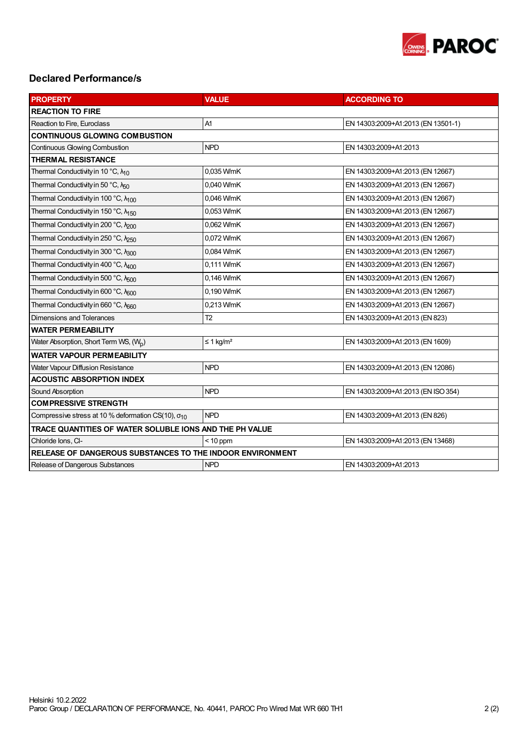## Declared Performance/s

| PROPERTY | VALUE | ACCORDING TO |
|---|---|---|
| **REACTION TO FIRE** | | |
| Reaction to Fire, Euroclass | A1 | EN 14303:2009+A1:2013 (EN 13501-1) |
| **CONTINUOUS GLOWING COMBUSTION** | | |
| Continuous Glowing Combustion | NPD | EN 14303:2009+A1:2013 |
| **THERMAL RESISTANCE** | | |
| Thermal Conductivity in 10 °C, $\lambda_{10}$ | 0,035 W/mK | EN 14303:2009+A1:2013 (EN 12667) |
| Thermal Conductivity in 50 °C, $\lambda_{50}$ | 0,040 W/mK | EN 14303:2009+A1:2013 (EN 12667) |
| Thermal Conductivity in 100 °C, $\lambda_{100}$ | 0,046 W/mK | EN 14303:2009+A1:2013 (EN 12667) |
| Thermal Conductivity in 150 °C, $\lambda_{150}$ | 0,053 W/mK | EN 14303:2009+A1:2013 (EN 12667) |
| Thermal Conductivity in 200 °C, $\lambda_{200}$ | 0,062 W/mK | EN 14303:2009+A1:2013 (EN 12667) |
| Thermal Conductivity in 250 °C, $\lambda_{250}$ | 0,072 W/mK | EN 14303:2009+A1:2013 (EN 12667) |
| Thermal Conductivity in 300 °C, $\lambda_{300}$ | 0,084 W/mK | EN 14303:2009+A1:2013 (EN 12667) |
| Thermal Conductivity in 400 °C, $\lambda_{400}$ | 0,111 W/mK | EN 14303:2009+A1:2013 (EN 12667) |
| Thermal Conductivity in 500 °C, $\lambda_{500}$ | 0,146 W/mK | EN 14303:2009+A1:2013 (EN 12667) |
| Thermal Conductivity in 600 °C, $\lambda_{600}$ | 0,190 W/mK | EN 14303:2009+A1:2013 (EN 12667) |
| Thermal Conductivity in 660 °C, $\lambda_{660}$ | 0,213 W/mK | EN 14303:2009+A1:2013 (EN 12667) |
| Dimensions and Tolerances | T2 | EN 14303:2009+A1:2013 (EN 823) |
| **WATER PERMEABILITY** | | |
| Water Absorption, Short Term WS, ($W_p$) | ≤ 1 kg/m² | EN 14303:2009+A1:2013 (EN 1609) |
| **WATER VAPOUR PERMEABILITY** | | |
| Water Vapour Diffusion Resistance | NPD | EN 14303:2009+A1:2013 (EN 12086) |
| **ACOUSTIC ABSORPTION INDEX** | | |
| Sound Absorption | NPD | EN 14303:2009+A1:2013 (EN ISO 354) |
| **COMPRESSIVE STRENGTH** | | |
| Compressive stress at 10 % deformation CS(10), $\sigma_{10}$ | NPD | EN 14303:2009+A1:2013 (EN 826) |
| **TRACE QUANTITIES OF WATER SOLUBLE IONS AND THE PH VALUE** | | |
| Chloride Ions, Cl- | < 10 ppm | EN 14303:2009+A1:2013 (EN 13468) |
| **RELEASE OF DANGEROUS SUBSTANCES TO THE INDOOR ENVIRONMENT** | | |
| Release of Dangerous Substances | NPD | EN 14303:2009+A1:2013 |

Helsinki 10.2.2022

Paroc Group / DECLARATION OF PERFORMANCE, No. 40441, PAROC Pro Wired Mat WR 660 TH1